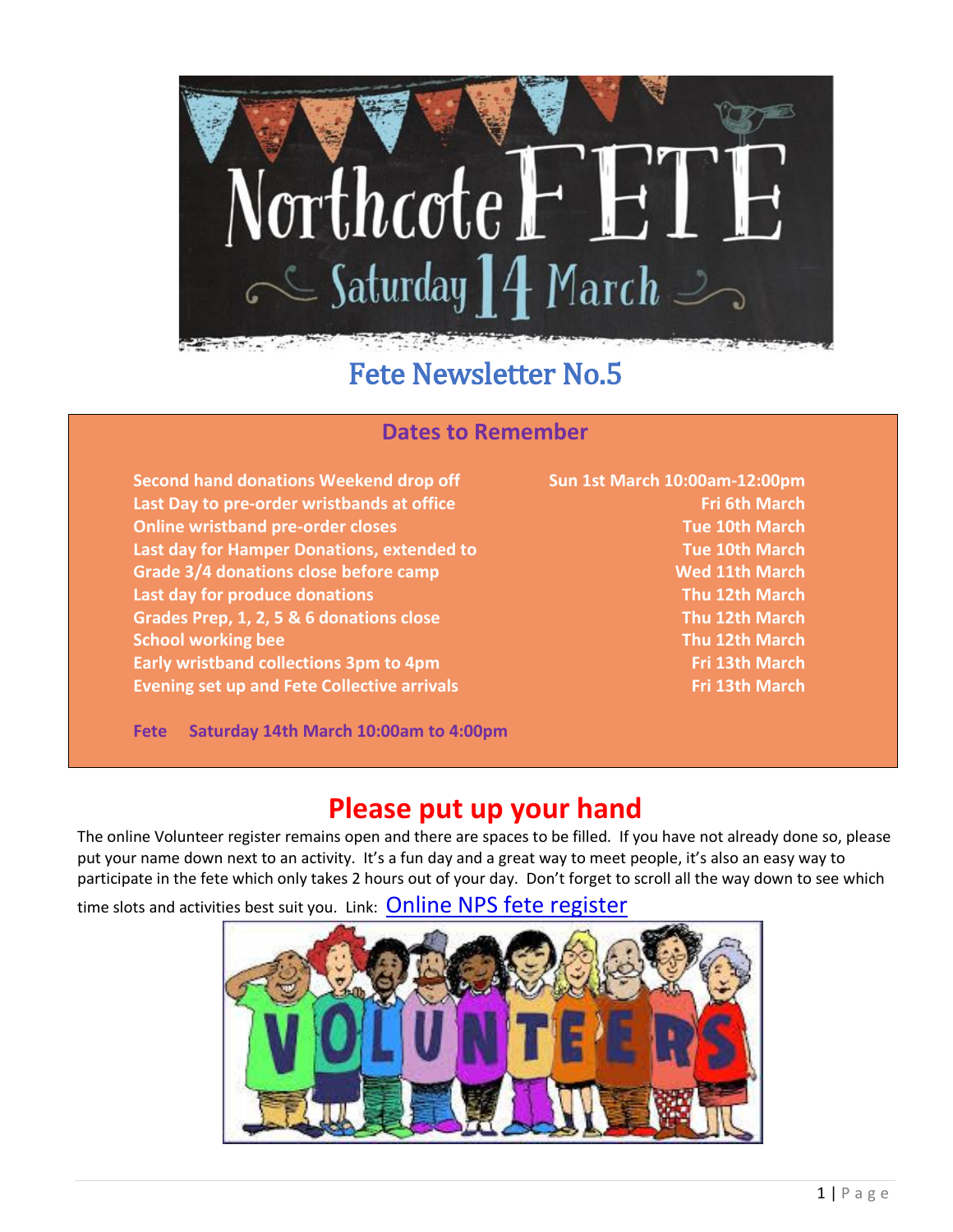# Northcote FETE

Saturday 14 March

## Fete Newsletter No.5

### Dates to Remember

| | |
|---|---|
| **Second hand donations Weekend drop off** | **Sun 1st March 10:00am-12:00pm** |
| **Last Day to pre-order wristbands at office** | **Fri 6th March** |
| **Online wristband pre-order closes** | **Tue 10th March** |
| **Last day for Hamper Donations, extended to** | **Tue 10th March** |
| **Grade 3/4 donations close before camp** | **Wed 11th March** |
| **Last day for produce donations** | **Thu 12th March** |
| **Grades Prep, 1, 2, 5 & 6 donations close** | **Thu 12th March** |
| **School working bee** | **Thu 12th March** |
| **Early wristband collections 3pm to 4pm** | **Fri 13th March** |
| **Evening set up and Fete Collective arrivals** | **Fri 13th March** |

**Fete Saturday 14th March 10:00am to 4:00pm**

## Please put up your hand

The online Volunteer register remains open and there are spaces to be filled. If you have not already done so, please put your name down next to an activity. It's a fun day and a great way to meet people, it's also an easy way to participate in the fete which only takes 2 hours out of your day. Don't forget to scroll all the way down to see which time slots and activities best suit you. Link: Online NPS fete register

VOLUNTEERS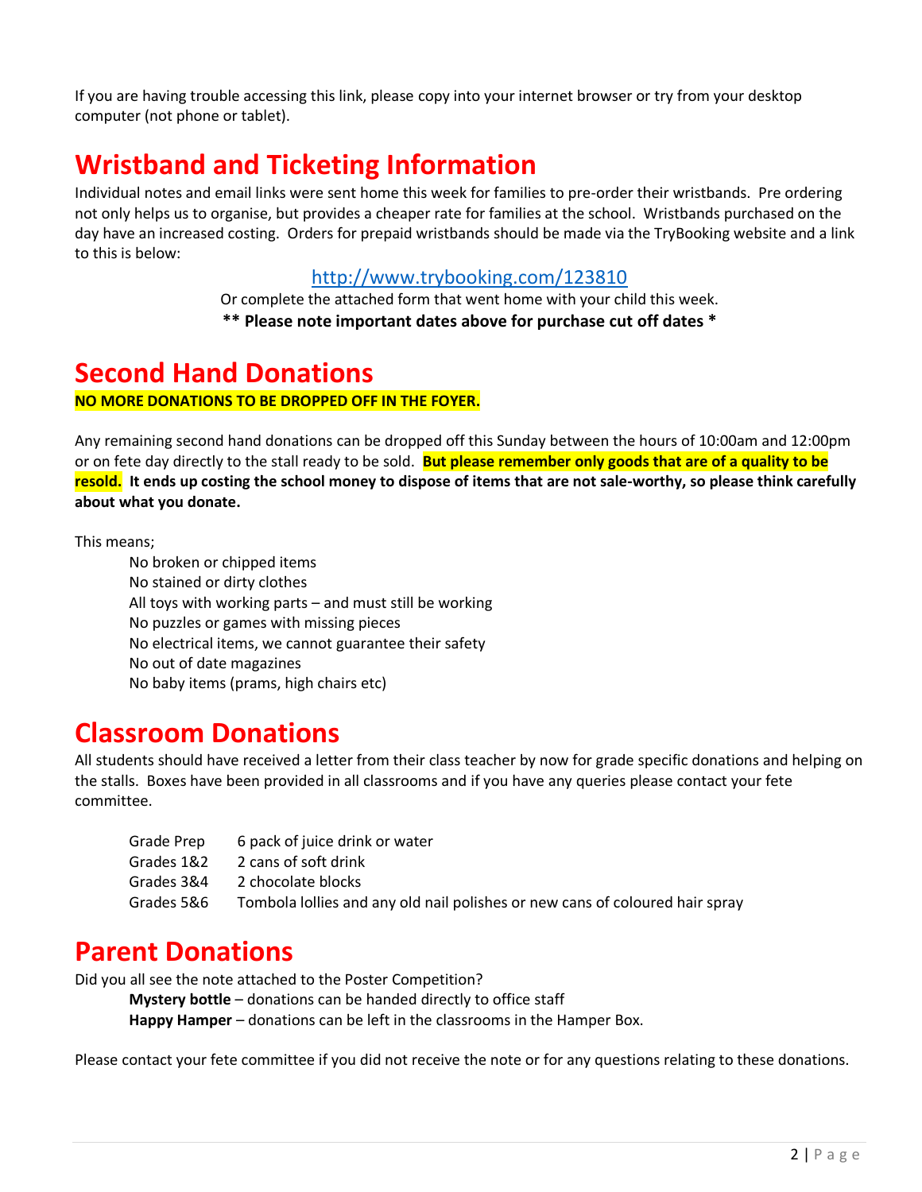If you are having trouble accessing this link, please copy into your internet browser or try from your desktop computer (not phone or tablet).

# Wristband and Ticketing Information

Individual notes and email links were sent home this week for families to pre-order their wristbands. Pre ordering not only helps us to organise, but provides a cheaper rate for families at the school. Wristbands purchased on the day have an increased costing. Orders for prepaid wristbands should be made via the TryBooking website and a link to this is below:

http://www.trybooking.com/123810

Or complete the attached form that went home with your child this week.

**** Please note important dates above for purchase cut off dates ***

# Second Hand Donations

**NO MORE DONATIONS TO BE DROPPED OFF IN THE FOYER.**

Any remaining second hand donations can be dropped off this Sunday between the hours of 10:00am and 12:00pm or on fete day directly to the stall ready to be sold. **But please remember only goods that are of a quality to be resold. It ends up costing the school money to dispose of items that are not sale-worthy, so please think carefully about what you donate.**

This means;

- No broken or chipped items
- No stained or dirty clothes
- All toys with working parts – and must still be working
- No puzzles or games with missing pieces
- No electrical items, we cannot guarantee their safety
- No out of date magazines
- No baby items (prams, high chairs etc)

# Classroom Donations

All students should have received a letter from their class teacher by now for grade specific donations and helping on the stalls. Boxes have been provided in all classrooms and if you have any queries please contact your fete committee.

| | |
|---|---|
| Grade Prep | 6 pack of juice drink or water |
| Grades 1&2 | 2 cans of soft drink |
| Grades 3&4 | 2 chocolate blocks |
| Grades 5&6 | Tombola lollies and any old nail polishes or new cans of coloured hair spray |

# Parent Donations

Did you all see the note attached to the Poster Competition?

- **Mystery bottle** – donations can be handed directly to office staff
- **Happy Hamper** – donations can be left in the classrooms in the Hamper Box.

Please contact your fete committee if you did not receive the note or for any questions relating to these donations.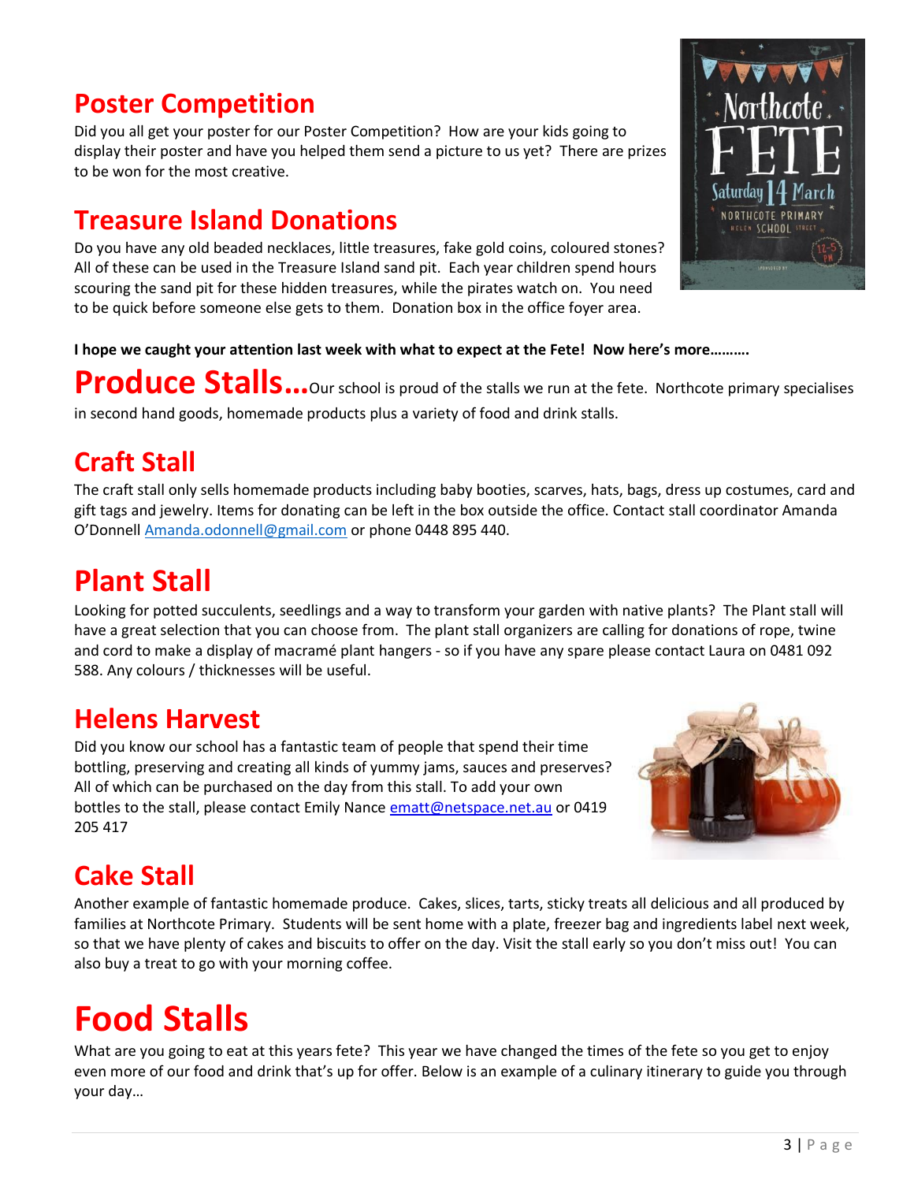## Poster Competition

Did you all get your poster for our Poster Competition? How are your kids going to display their poster and have you helped them send a picture to us yet? There are prizes to be won for the most creative.

## Treasure Island Donations

Do you have any old beaded necklaces, little treasures, fake gold coins, coloured stones? All of these can be used in the Treasure Island sand pit. Each year children spend hours scouring the sand pit for these hidden treasures, while the pirates watch on. You need to be quick before someone else gets to them. Donation box in the office foyer area.

**I hope we caught your attention last week with what to expect at the Fete! Now here's more……….**

# Produce Stalls…

Our school is proud of the stalls we run at the fete. Northcote primary specialises in second hand goods, homemade products plus a variety of food and drink stalls.

## Craft Stall

The craft stall only sells homemade products including baby booties, scarves, hats, bags, dress up costumes, card and gift tags and jewelry. Items for donating can be left in the box outside the office. Contact stall coordinator Amanda O'Donnell Amanda.odonnell@gmail.com or phone 0448 895 440.

## Plant Stall

Looking for potted succulents, seedlings and a way to transform your garden with native plants? The Plant stall will have a great selection that you can choose from. The plant stall organizers are calling for donations of rope, twine and cord to make a display of macramé plant hangers - so if you have any spare please contact Laura on 0481 092 588. Any colours / thicknesses will be useful.

## Helens Harvest

Did you know our school has a fantastic team of people that spend their time bottling, preserving and creating all kinds of yummy jams, sauces and preserves? All of which can be purchased on the day from this stall. To add your own bottles to the stall, please contact Emily Nance ematt@netspace.net.au or 0419 205 417

## Cake Stall

Another example of fantastic homemade produce. Cakes, slices, tarts, sticky treats all delicious and all produced by families at Northcote Primary. Students will be sent home with a plate, freezer bag and ingredients label next week, so that we have plenty of cakes and biscuits to offer on the day. Visit the stall early so you don't miss out! You can also buy a treat to go with your morning coffee.

# Food Stalls

What are you going to eat at this years fete? This year we have changed the times of the fete so you get to enjoy even more of our food and drink that's up for offer. Below is an example of a culinary itinerary to guide you through your day…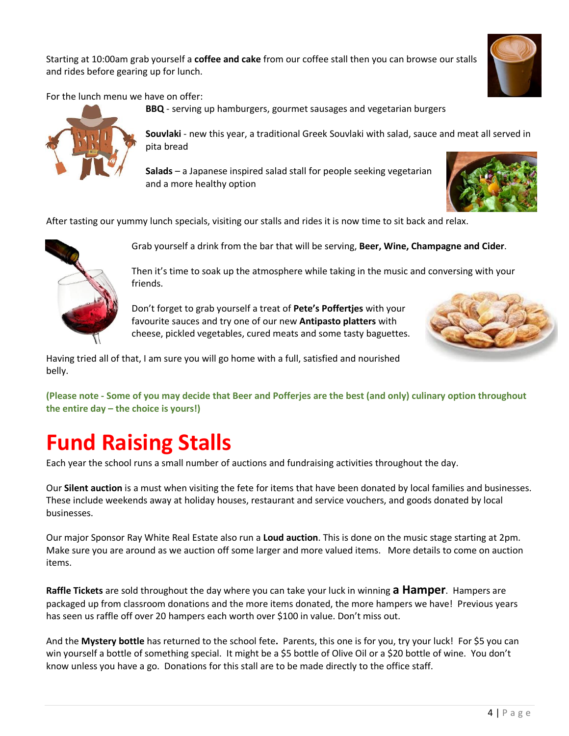Starting at 10:00am grab yourself a **coffee and cake** from our coffee stall then you can browse our stalls and rides before gearing up for lunch.

For the lunch menu we have on offer:

**BBQ** - serving up hamburgers, gourmet sausages and vegetarian burgers

**Souvlaki** - new this year, a traditional Greek Souvlaki with salad, sauce and meat all served in pita bread

**Salads** – a Japanese inspired salad stall for people seeking vegetarian and a more healthy option

After tasting our yummy lunch specials, visiting our stalls and rides it is now time to sit back and relax.

Grab yourself a drink from the bar that will be serving, **Beer, Wine, Champagne and Cider**.

Then it's time to soak up the atmosphere while taking in the music and conversing with your friends.

Don't forget to grab yourself a treat of **Pete's Poffertjes** with your favourite sauces and try one of our new **Antipasto platters** with cheese, pickled vegetables, cured meats and some tasty baguettes.

Having tried all of that, I am sure you will go home with a full, satisfied and nourished belly.

**(Please note - Some of you may decide that Beer and Pofferjes are the best (and only) culinary option throughout the entire day – the choice is yours!)**

# Fund Raising Stalls

Each year the school runs a small number of auctions and fundraising activities throughout the day.

Our **Silent auction** is a must when visiting the fete for items that have been donated by local families and businesses. These include weekends away at holiday houses, restaurant and service vouchers, and goods donated by local businesses.

Our major Sponsor Ray White Real Estate also run a **Loud auction**. This is done on the music stage starting at 2pm. Make sure you are around as we auction off some larger and more valued items. More details to come on auction items.

**Raffle Tickets** are sold throughout the day where you can take your luck in winning **a Hamper**. Hampers are packaged up from classroom donations and the more items donated, the more hampers we have! Previous years has seen us raffle off over 20 hampers each worth over $100 in value. Don't miss out.

And the **Mystery bottle** has returned to the school fete**.** Parents, this one is for you, try your luck! For $5 you can win yourself a bottle of something special. It might be a $5 bottle of Olive Oil or a $20 bottle of wine. You don't know unless you have a go. Donations for this stall are to be made directly to the office staff.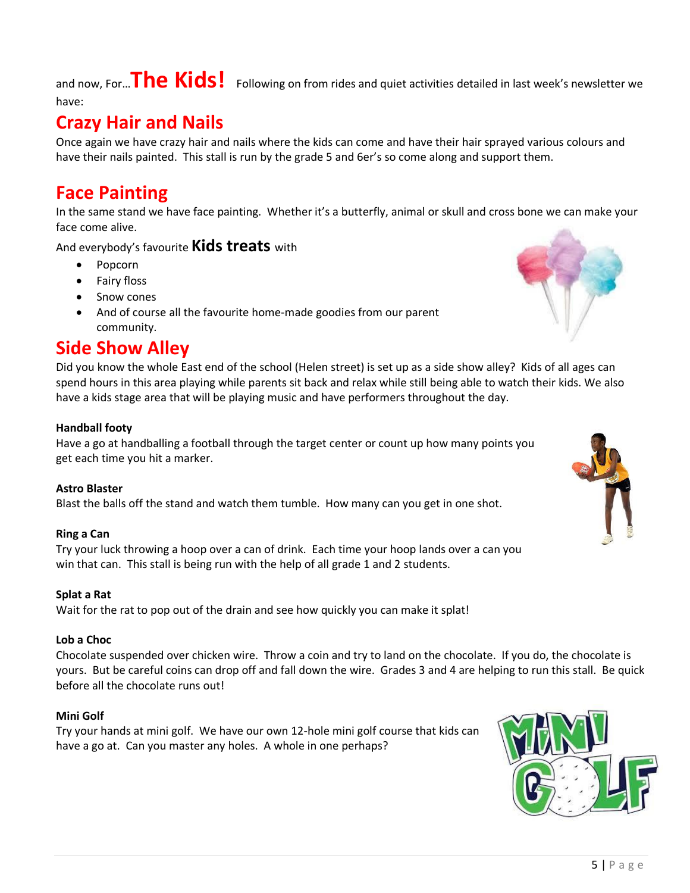and now, For... **The Kids!** Following on from rides and quiet activities detailed in last week's newsletter we have:

## Crazy Hair and Nails

Once again we have crazy hair and nails where the kids can come and have their hair sprayed various colours and have their nails painted. This stall is run by the grade 5 and 6er's so come along and support them.

## Face Painting

In the same stand we have face painting. Whether it's a butterfly, animal or skull and cross bone we can make your face come alive.

And everybody's favourite **Kids treats** with

- Popcorn
- Fairy floss
- Snow cones
- And of course all the favourite home-made goodies from our parent community.

## Side Show Alley

Did you know the whole East end of the school (Helen street) is set up as a side show alley? Kids of all ages can spend hours in this area playing while parents sit back and relax while still being able to watch their kids. We also have a kids stage area that will be playing music and have performers throughout the day.

**Handball footy**

Have a go at handballing a football through the target center or count up how many points you get each time you hit a marker.

**Astro Blaster**

Blast the balls off the stand and watch them tumble. How many can you get in one shot.

**Ring a Can**

Try your luck throwing a hoop over a can of drink. Each time your hoop lands over a can you win that can. This stall is being run with the help of all grade 1 and 2 students.

**Splat a Rat**

Wait for the rat to pop out of the drain and see how quickly you can make it splat!

**Lob a Choc**

Chocolate suspended over chicken wire. Throw a coin and try to land on the chocolate. If you do, the chocolate is yours. But be careful coins can drop off and fall down the wire. Grades 3 and 4 are helping to run this stall. Be quick before all the chocolate runs out!

**Mini Golf**

Try your hands at mini golf. We have our own 12-hole mini golf course that kids can have a go at. Can you master any holes. A whole in one perhaps?